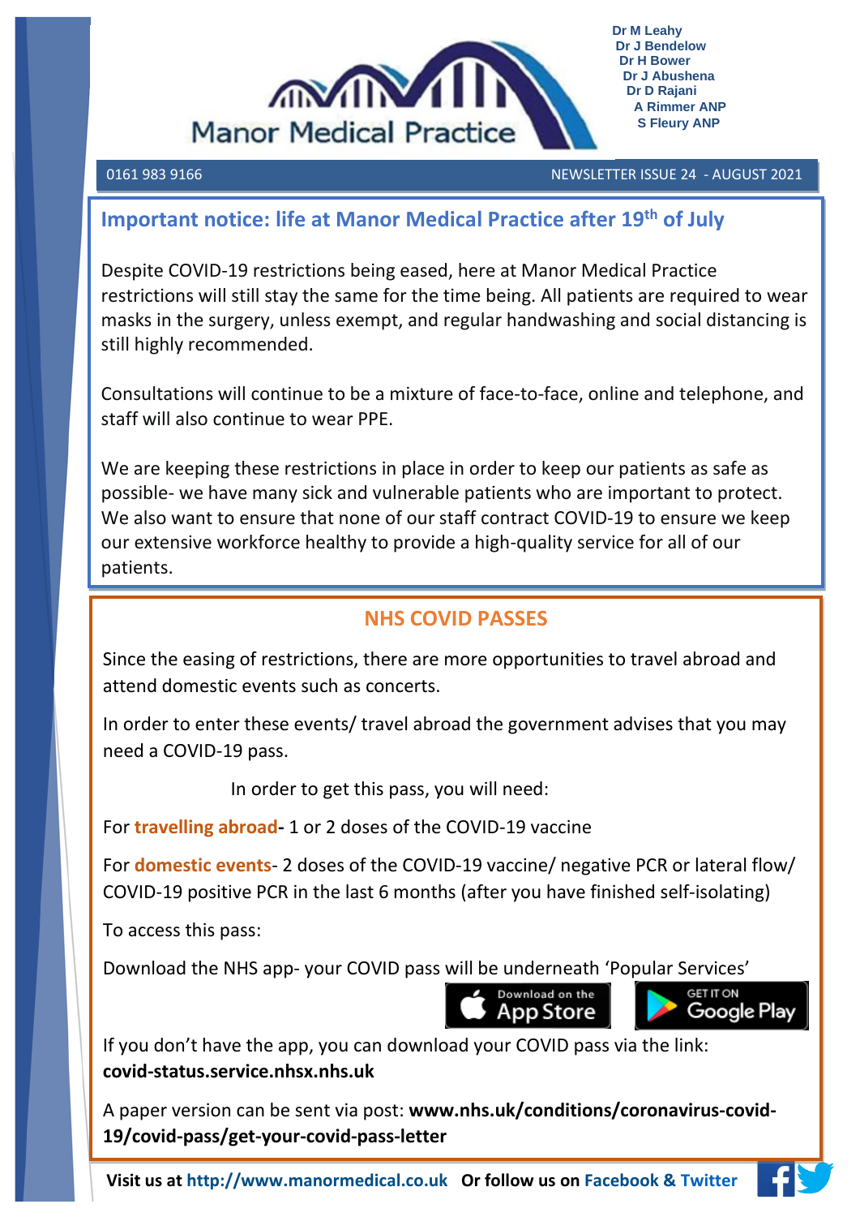Manor Medical Practice

Dr M Leahy
Dr J Bendelow
Dr H Bower
Dr J Abushena
Dr D Rajani
A Rimmer ANP
S Fleury ANP

0161 983 9166 NEWSLETTER ISSUE 24 - AUGUST 2021

## Important notice: life at Manor Medical Practice after 19th of July

Despite COVID-19 restrictions being eased, here at Manor Medical Practice restrictions will still stay the same for the time being. All patients are required to wear masks in the surgery, unless exempt, and regular handwashing and social distancing is still highly recommended.

Consultations will continue to be a mixture of face-to-face, online and telephone, and staff will also continue to wear PPE.

We are keeping these restrictions in place in order to keep our patients as safe as possible- we have many sick and vulnerable patients who are important to protect. We also want to ensure that none of our staff contract COVID-19 to ensure we keep our extensive workforce healthy to provide a high-quality service for all of our patients.

## NHS COVID PASSES

Since the easing of restrictions, there are more opportunities to travel abroad and attend domestic events such as concerts.

In order to enter these events/ travel abroad the government advises that you may need a COVID-19 pass.

In order to get this pass, you will need:

For **travelling abroad-** 1 or 2 doses of the COVID-19 vaccine

For **domestic events**- 2 doses of the COVID-19 vaccine/ negative PCR or lateral flow/ COVID-19 positive PCR in the last 6 months (after you have finished self-isolating)

To access this pass:

Download the NHS app- your COVID pass will be underneath 'Popular Services'

Download on the App Store | GET IT ON Google Play

If you don't have the app, you can download your COVID pass via the link: **covid-status.service.nhsx.nhs.uk**

A paper version can be sent via post: **www.nhs.uk/conditions/coronavirus-covid-19/covid-pass/get-your-covid-pass-letter**

**Visit us at http://www.manormedical.co.uk Or follow us on Facebook & Twitter**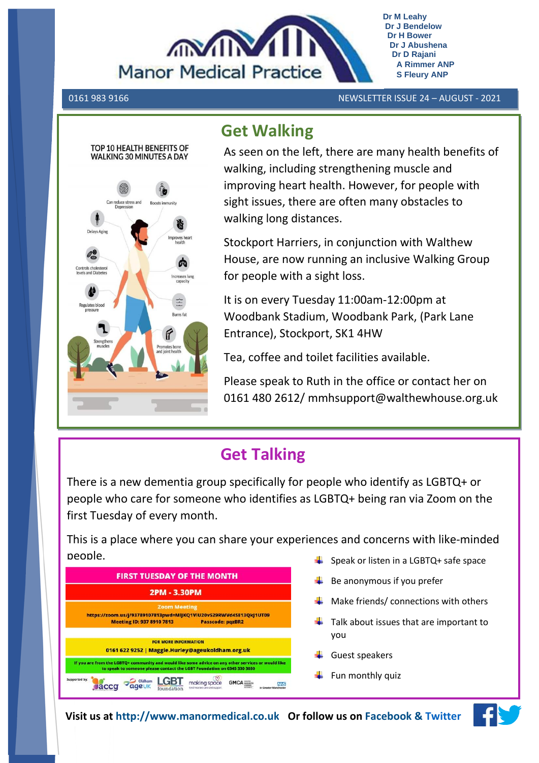# Manor Medical Practice

Dr M Leahy
Dr J Bendelow
Dr H Bower
Dr J Abushena
Dr D Rajani
A Rimmer ANP
S Fleury ANP

0161 983 9166

NEWSLETTER ISSUE 24 – AUGUST - 2021

## Get Walking

TOP 10 HEALTH BENEFITS OF WALKING 30 MINUTES A DAY

- Can reduce stress and Depression
- Boosts immunity
- Delays Aging
- Improves heart health
- Controls cholesterol levels and Diabetes
- Increases lung capacity
- Regulates blood pressure
- Burns fat
- Strengthens muscles
- Promotes bone and joint health

As seen on the left, there are many health benefits of walking, including strengthening muscle and improving heart health. However, for people with sight issues, there are often many obstacles to walking long distances.

Stockport Harriers, in conjunction with Walthew House, are now running an inclusive Walking Group for people with a sight loss.

It is on every Tuesday 11:00am-12:00pm at Woodbank Stadium, Woodbank Park, (Park Lane Entrance), Stockport, SK1 4HW

Tea, coffee and toilet facilities available.

Please speak to Ruth in the office or contact her on 0161 480 2612/ mmhsupport@walthewhouse.org.uk

## Get Talking

There is a new dementia group specifically for people who identify as LGBTQ+ or people who care for someone who identifies as LGBTQ+ being ran via Zoom on the first Tuesday of every month.

This is a place where you can share your experiences and concerns with like-minded people.

**FIRST TUESDAY OF THE MONTH**

**2PM - 3.30PM**

Zoom Meeting
https://zoom.us/j/93789107813pwd=MIJKQ1VIU20vS29RWVd4SE13QkJ1UT09
Meeting ID: 937 8910 7813 Passcode: pqzBR2

FOR MORE INFORMATION
0161 622 9252 | Maggie.Hurley@ageukoldham.org.uk

If you are from the LGBTQ+ community and would like some advice on any other services or would like to speak to someone please contact the LGBT Foundation on 0345 330 3030

Supported by: accg, Oldham ageUK, LGBT foundation, making space, GMCA, NHS

- Speak or listen in a LGBTQ+ safe space
- Be anonymous if you prefer
- Make friends/ connections with others
- Talk about issues that are important to you
- Guest speakers
- Fun monthly quiz

**Visit us at http://www.manormedical.co.uk Or follow us on Facebook & Twitter**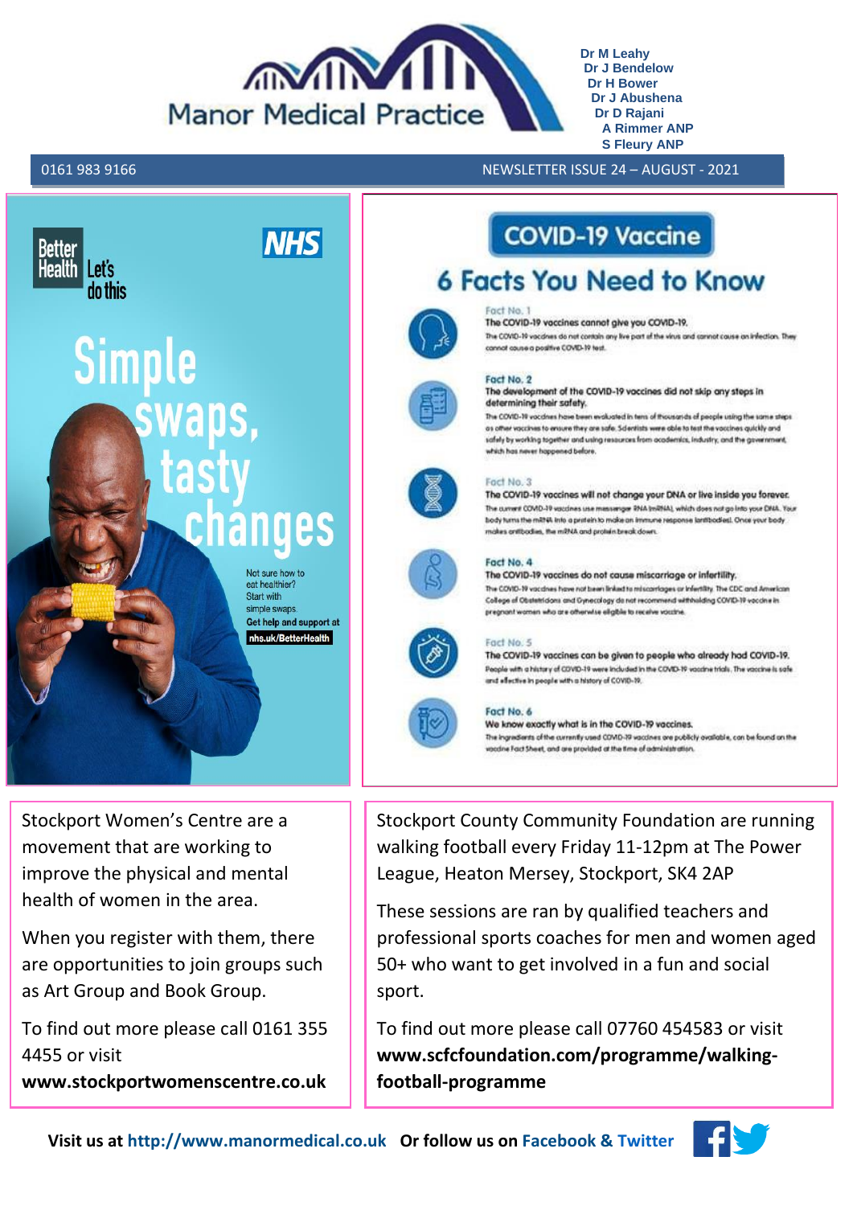# Manor Medical Practice

Dr M Leahy
Dr J Bendelow
Dr H Bower
Dr J Abushena
Dr D Rajani
A Rimmer ANP
S Fleury ANP

0161 983 9166 — NEWSLETTER ISSUE 24 – AUGUST - 2021

Better Health Let's do this — NHS

**Simple swaps, tasty changes**

Not sure how to eat healthier? Start with simple swaps.
**Get help and support at nhs.uk/BetterHealth**

## COVID-19 Vaccine

### 6 Facts You Need to Know

Fact No. 1
**The COVID-19 vaccines cannot give you COVID-19.**
The COVID-19 vaccines do not contain any live part of the virus and cannot cause an infection. They cannot cause a positive COVID-19 test.

Fact No. 2
**The development of the COVID-19 vaccines did not skip any steps in determining their safety.**
The COVID-19 vaccines have been evaluated in tens of thousands of people using the same steps as other vaccines to ensure they are safe. Scientists were able to test the vaccines quickly and safely by working together and using resources from academics, industry, and the government, which has never happened before.

Fact No. 3
**The COVID-19 vaccines will not change your DNA or live inside you forever.**
The current COVID-19 vaccines use messenger RNA (mRNA), which does not go into your DNA. Your body turns the mRNA into a protein to make an immune response (antibodies). Once your body makes antibodies, the mRNA and protein break down.

Fact No. 4
**The COVID-19 vaccines do not cause miscarriage or infertility.**
The COVID-19 vaccines have not been linked to miscarriages or infertility. The CDC and American College of Obstetricians and Gynecology do not recommend withholding COVID-19 vaccine in pregnant women who are otherwise eligible to receive vaccine.

Fact No. 5
**The COVID-19 vaccines can be given to people who already had COVID-19.**
People with a history of COVID-19 were included in the COVID-19 vaccine trials. The vaccine is safe and effective in people with a history of COVID-19.

Fact No. 6
**We know exactly what is in the COVID-19 vaccines.**
The ingredients of the currently used COVID-19 vaccines are publicly available, can be found on the vaccine Fact Sheet, and are provided at the time of administration.

Stockport Women's Centre are a movement that are working to improve the physical and mental health of women in the area.

When you register with them, there are opportunities to join groups such as Art Group and Book Group.

To find out more please call 0161 355 4455 or visit **www.stockportwomenscentre.co.uk**

Stockport County Community Foundation are running walking football every Friday 11-12pm at The Power League, Heaton Mersey, Stockport, SK4 2AP

These sessions are ran by qualified teachers and professional sports coaches for men and women aged 50+ who want to get involved in a fun and social sport.

To find out more please call 07760 454583 or visit **www.scfcfoundation.com/programme/walking-football-programme**

**Visit us at http://www.manormedical.co.uk Or follow us on Facebook & Twitter**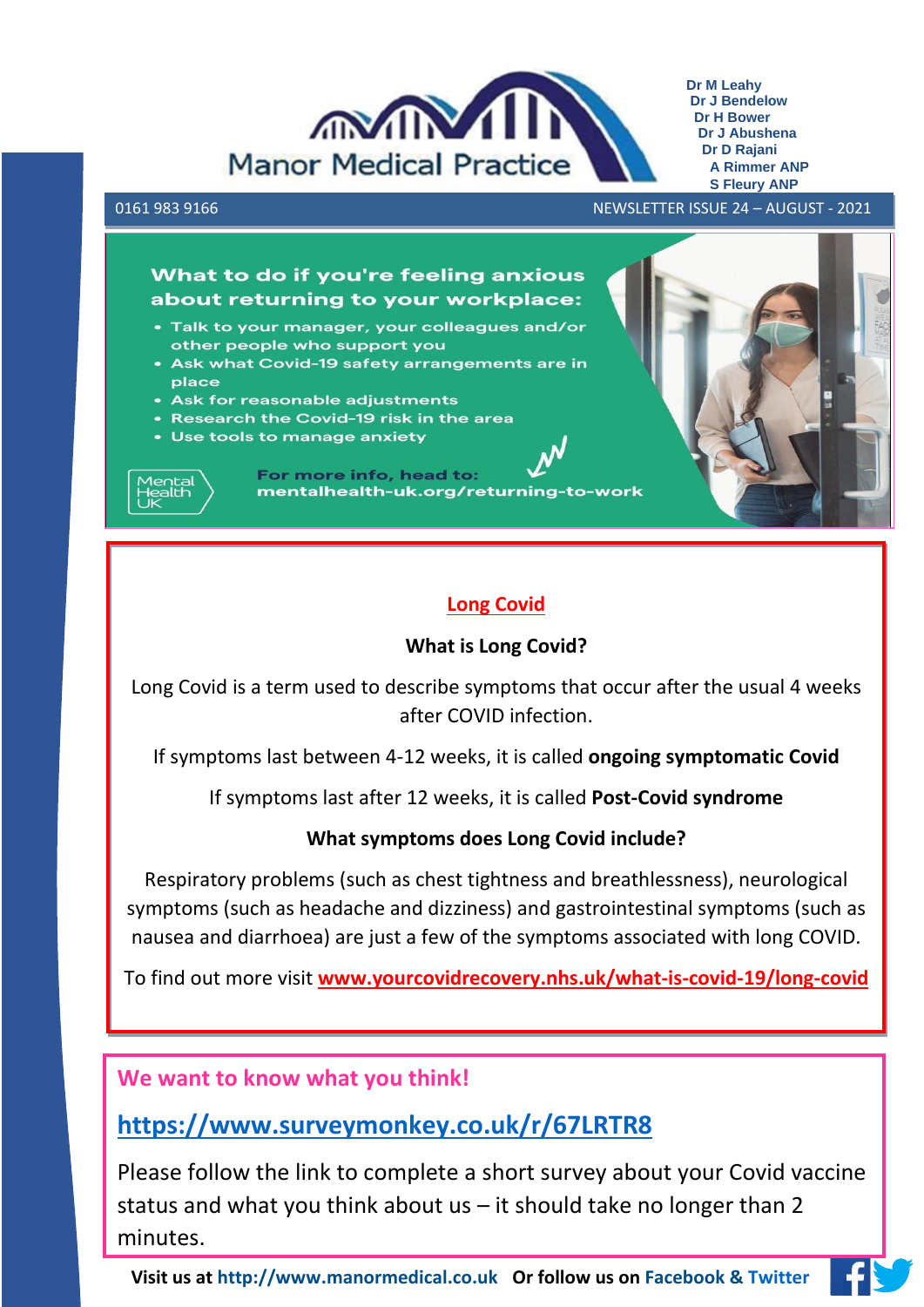Manor Medical Practice

Dr M Leahy
Dr J Bendelow
Dr H Bower
Dr J Abushena
Dr D Rajani
A Rimmer ANP
S Fleury ANP

0161 983 9166

NEWSLETTER ISSUE 24 – AUGUST - 2021

## What to do if you're feeling anxious about returning to your workplace:

- Talk to your manager, your colleagues and/or other people who support you
- Ask what Covid-19 safety arrangements are in place
- Ask for reasonable adjustments
- Research the Covid-19 risk in the area
- Use tools to manage anxiety

Mental Health UK

For more info, head to: mentalhealth-uk.org/returning-to-work

## Long Covid

**What is Long Covid?**

Long Covid is a term used to describe symptoms that occur after the usual 4 weeks after COVID infection.

If symptoms last between 4-12 weeks, it is called **ongoing symptomatic Covid**

If symptoms last after 12 weeks, it is called **Post-Covid syndrome**

**What symptoms does Long Covid include?**

Respiratory problems (such as chest tightness and breathlessness), neurological symptoms (such as headache and dizziness) and gastrointestinal symptoms (such as nausea and diarrhoea) are just a few of the symptoms associated with long COVID.

To find out more visit www.yourcovidrecovery.nhs.uk/what-is-covid-19/long-covid

## We want to know what you think!

**https://www.surveymonkey.co.uk/r/67LRTR8**

Please follow the link to complete a short survey about your Covid vaccine status and what you think about us – it should take no longer than 2 minutes.

**Visit us at http://www.manormedical.co.uk Or follow us on Facebook & Twitter**